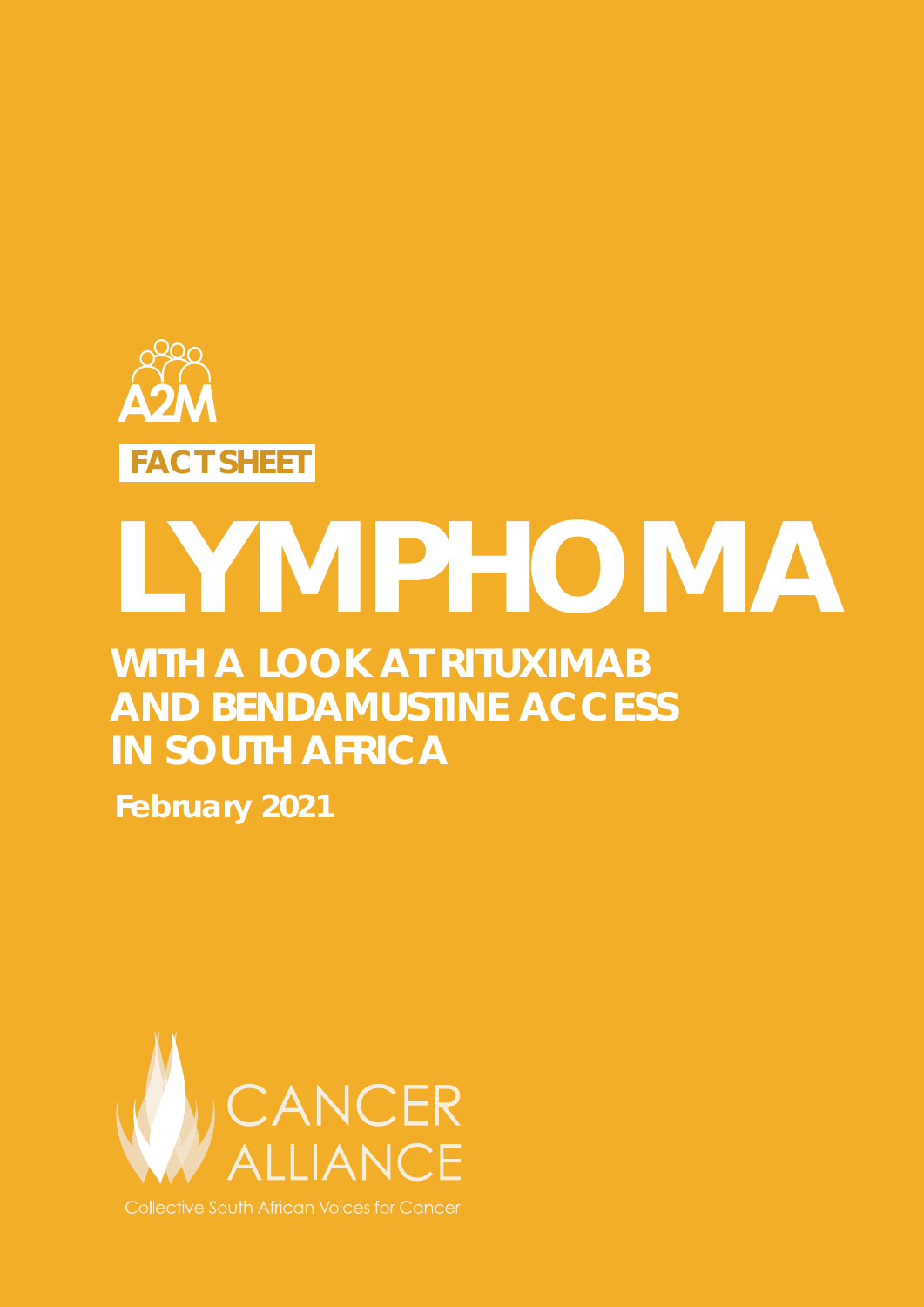A2M

FACT SHEET

# LYMPHOMA

## WITH A LOOK AT RITUXIMAB AND BENDAMUSTINE ACCESS IN SOUTH AFRICA

**February 2021**

CANCER ALLIANCE

Collective South African Voices for Cancer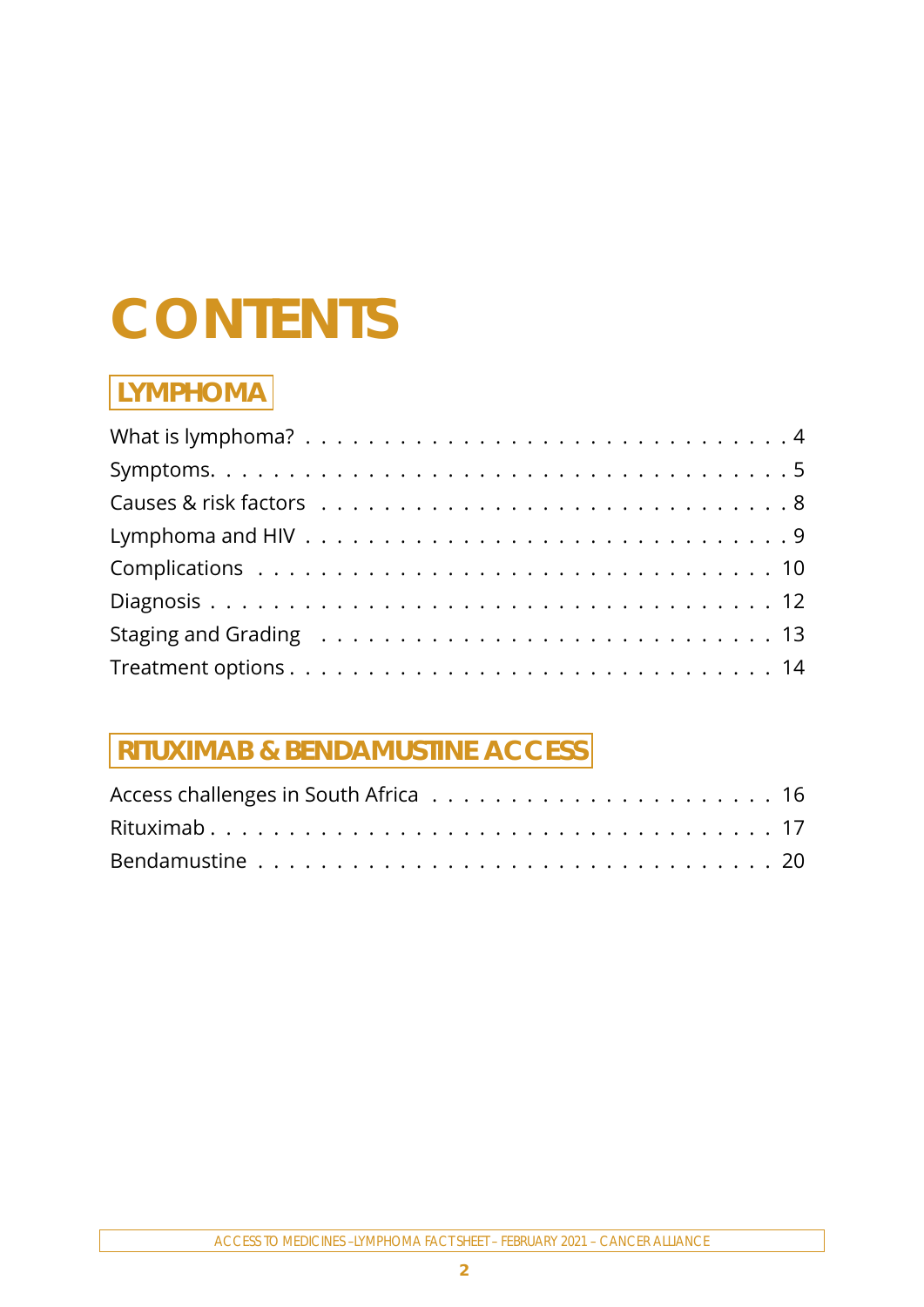# CONTENTS

## LYMPHOMA

What is lymphoma? . . . . . . . . . . . . . . . . . . . . . . . . . . . . 4
Symptoms. . . . . . . . . . . . . . . . . . . . . . . . . . . . . . . . . . 5
Causes & risk factors . . . . . . . . . . . . . . . . . . . . . . . . . . . 8
Lymphoma and HIV . . . . . . . . . . . . . . . . . . . . . . . . . . . . 9
Complications . . . . . . . . . . . . . . . . . . . . . . . . . . . . . . 10
Diagnosis . . . . . . . . . . . . . . . . . . . . . . . . . . . . . . . . 12
Staging and Grading . . . . . . . . . . . . . . . . . . . . . . . . . . 13
Treatment options . . . . . . . . . . . . . . . . . . . . . . . . . . . 14

## RITUXIMAB & BENDAMUSTINE ACCESS

Access challenges in South Africa . . . . . . . . . . . . . . . . . . . . 16
Rituximab . . . . . . . . . . . . . . . . . . . . . . . . . . . . . . . . 17
Bendamustine . . . . . . . . . . . . . . . . . . . . . . . . . . . . . . 20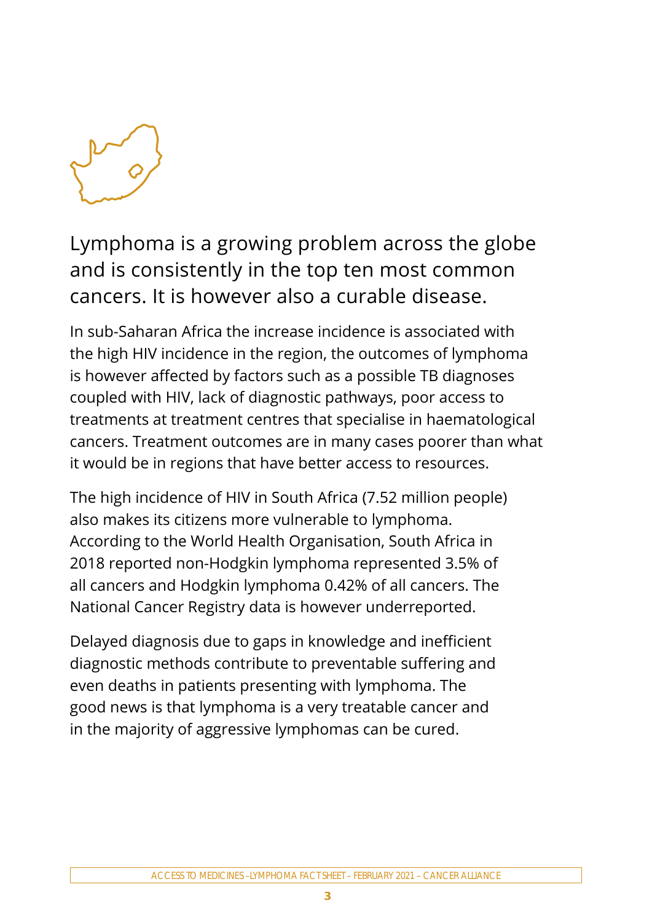## Lymphoma is a growing problem across the globe and is consistently in the top ten most common cancers. It is however also a curable disease.

In sub-Saharan Africa the increase incidence is associated with the high HIV incidence in the region, the outcomes of lymphoma is however affected by factors such as a possible TB diagnoses coupled with HIV, lack of diagnostic pathways, poor access to treatments at treatment centres that specialise in haematological cancers. Treatment outcomes are in many cases poorer than what it would be in regions that have better access to resources.

The high incidence of HIV in South Africa (7.52 million people) also makes its citizens more vulnerable to lymphoma. According to the World Health Organisation, South Africa in 2018 reported non-Hodgkin lymphoma represented 3.5% of all cancers and Hodgkin lymphoma 0.42% of all cancers. The National Cancer Registry data is however underreported.

Delayed diagnosis due to gaps in knowledge and inefficient diagnostic methods contribute to preventable suffering and even deaths in patients presenting with lymphoma. The good news is that lymphoma is a very treatable cancer and in the majority of aggressive lymphomas can be cured.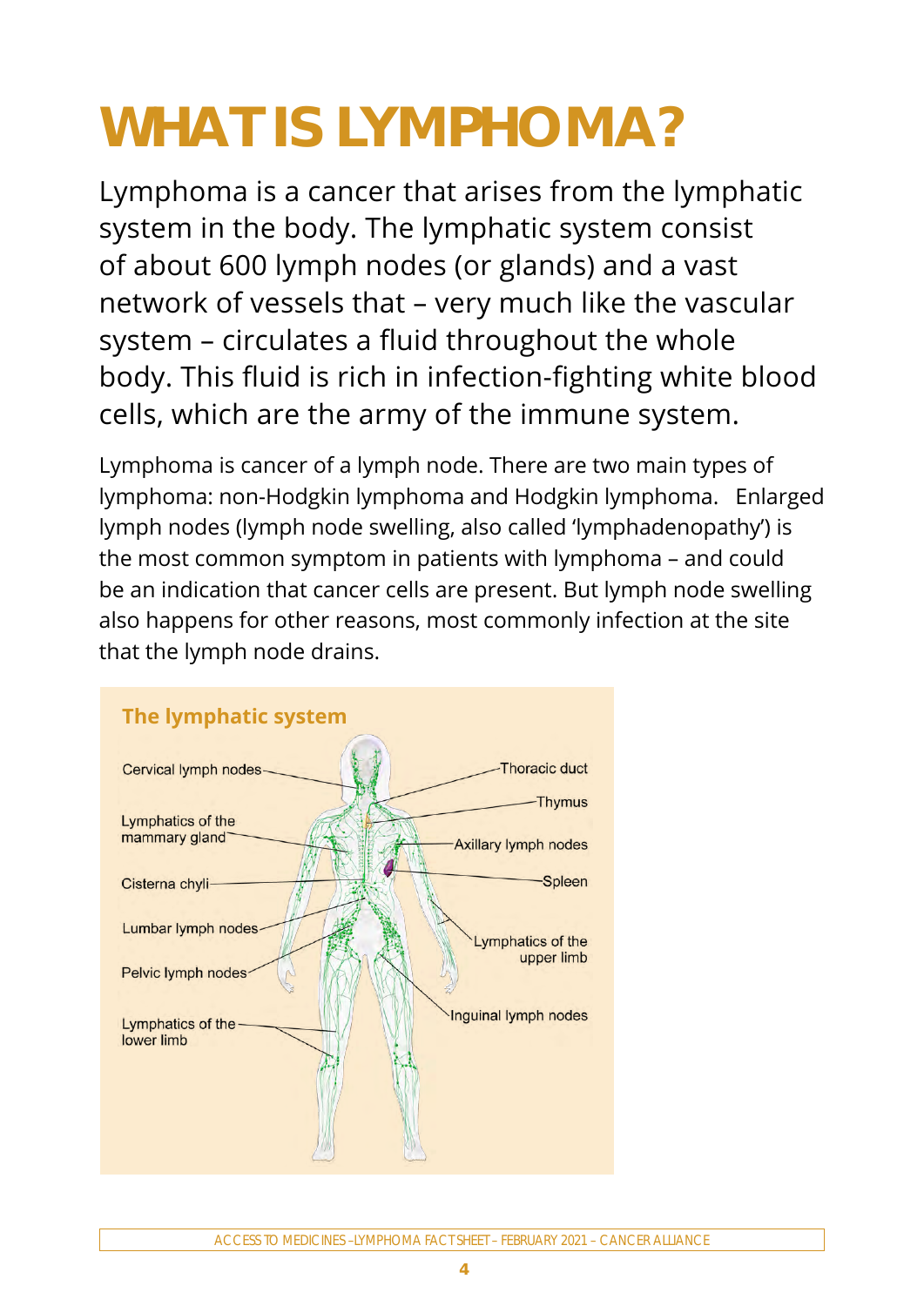# WHAT IS LYMPHOMA?

Lymphoma is a cancer that arises from the lymphatic system in the body. The lymphatic system consist of about 600 lymph nodes (or glands) and a vast network of vessels that – very much like the vascular system – circulates a fluid throughout the whole body. This fluid is rich in infection-fighting white blood cells, which are the army of the immune system.

Lymphoma is cancer of a lymph node. There are two main types of lymphoma: non-Hodgkin lymphoma and Hodgkin lymphoma. Enlarged lymph nodes (lymph node swelling, also called 'lymphadenopathy') is the most common symptom in patients with lymphoma – and could be an indication that cancer cells are present. But lymph node swelling also happens for other reasons, most commonly infection at the site that the lymph node drains.

## The lymphatic system

Cervical lymph nodes

Lymphatics of the mammary gland

Cisterna chyli

Lumbar lymph nodes

Pelvic lymph nodes

Lymphatics of the lower limb

Thoracic duct

Thymus

Axillary lymph nodes

Spleen

Lymphatics of the upper limb

Inguinal lymph nodes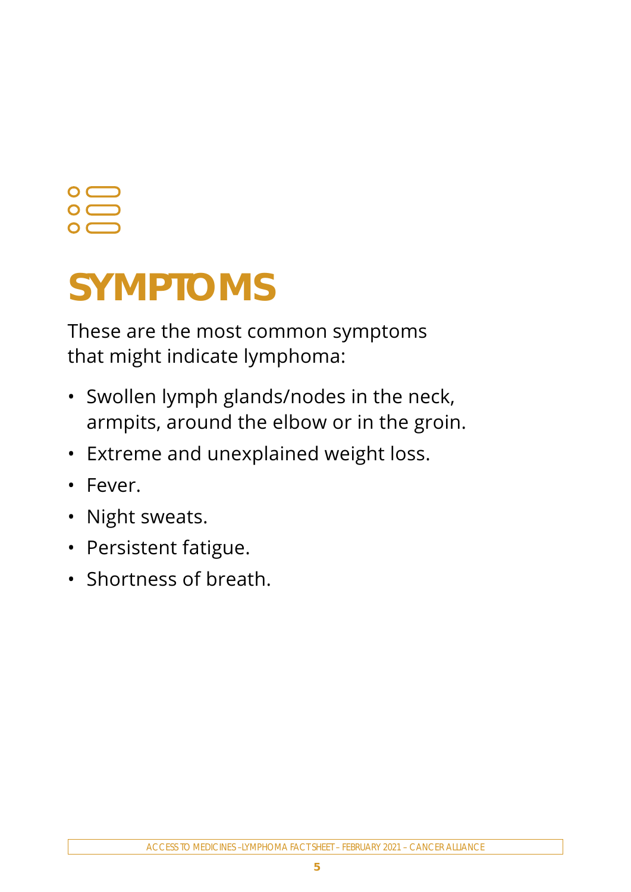# SYMPTOMS

These are the most common symptoms that might indicate lymphoma:

- Swollen lymph glands/nodes in the neck, armpits, around the elbow or in the groin.
- Extreme and unexplained weight loss.
- Fever.
- Night sweats.
- Persistent fatigue.
- Shortness of breath.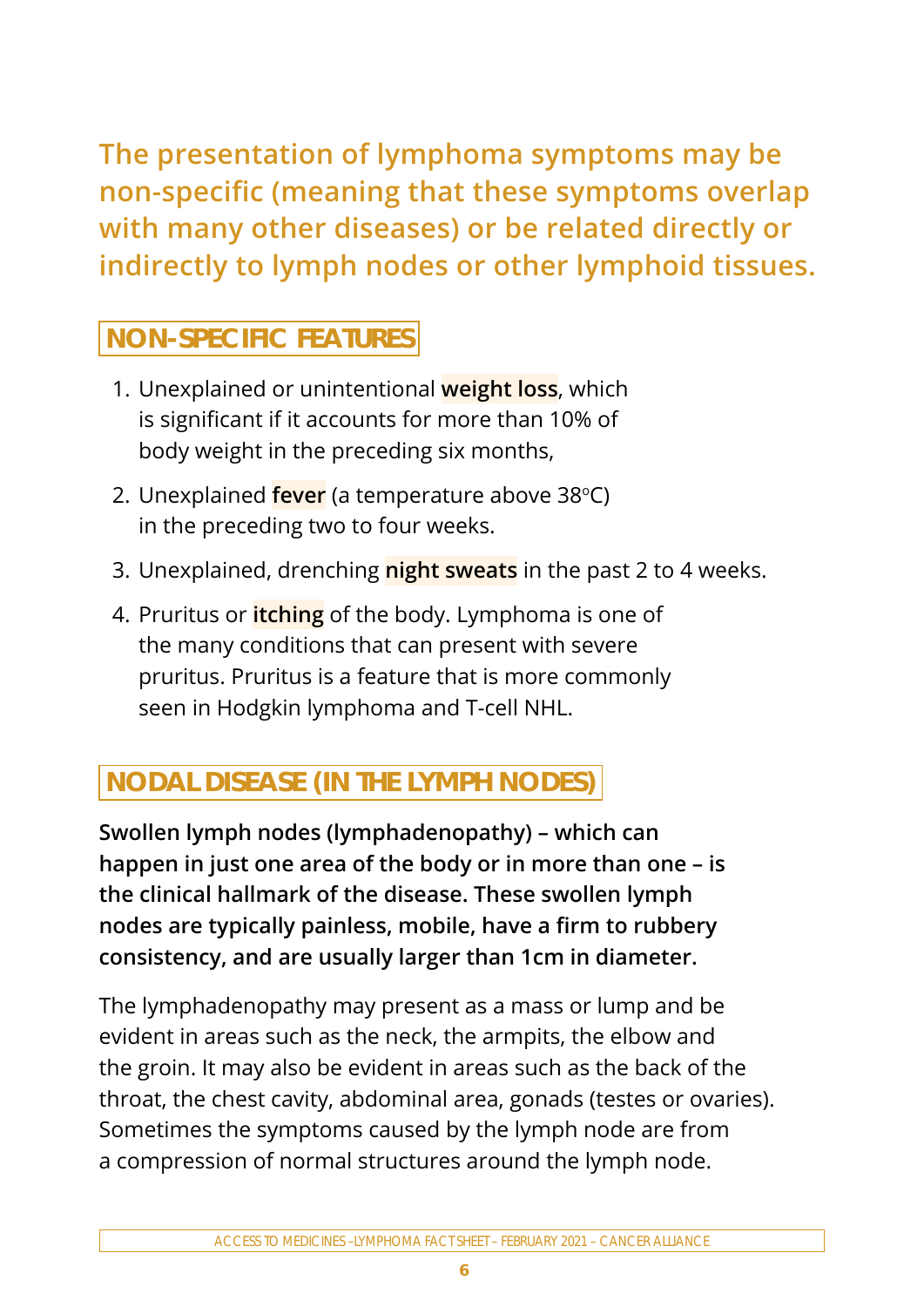**The presentation of lymphoma symptoms may be non-specific (meaning that these symptoms overlap with many other diseases) or be related directly or indirectly to lymph nodes or other lymphoid tissues.**

## NON-SPECIFIC FEATURES

1. Unexplained or unintentional **weight loss**, which is significant if it accounts for more than 10% of body weight in the preceding six months,
2. Unexplained **fever** (a temperature above 38ºC) in the preceding two to four weeks.
3. Unexplained, drenching **night sweats** in the past 2 to 4 weeks.
4. Pruritus or **itching** of the body. Lymphoma is one of the many conditions that can present with severe pruritus. Pruritus is a feature that is more commonly seen in Hodgkin lymphoma and T-cell NHL.

## NODAL DISEASE (IN THE LYMPH NODES)

**Swollen lymph nodes (lymphadenopathy) – which can happen in just one area of the body or in more than one – is the clinical hallmark of the disease. These swollen lymph nodes are typically painless, mobile, have a firm to rubbery consistency, and are usually larger than 1cm in diameter.**

The lymphadenopathy may present as a mass or lump and be evident in areas such as the neck, the armpits, the elbow and the groin. It may also be evident in areas such as the back of the throat, the chest cavity, abdominal area, gonads (testes or ovaries). Sometimes the symptoms caused by the lymph node are from a compression of normal structures around the lymph node.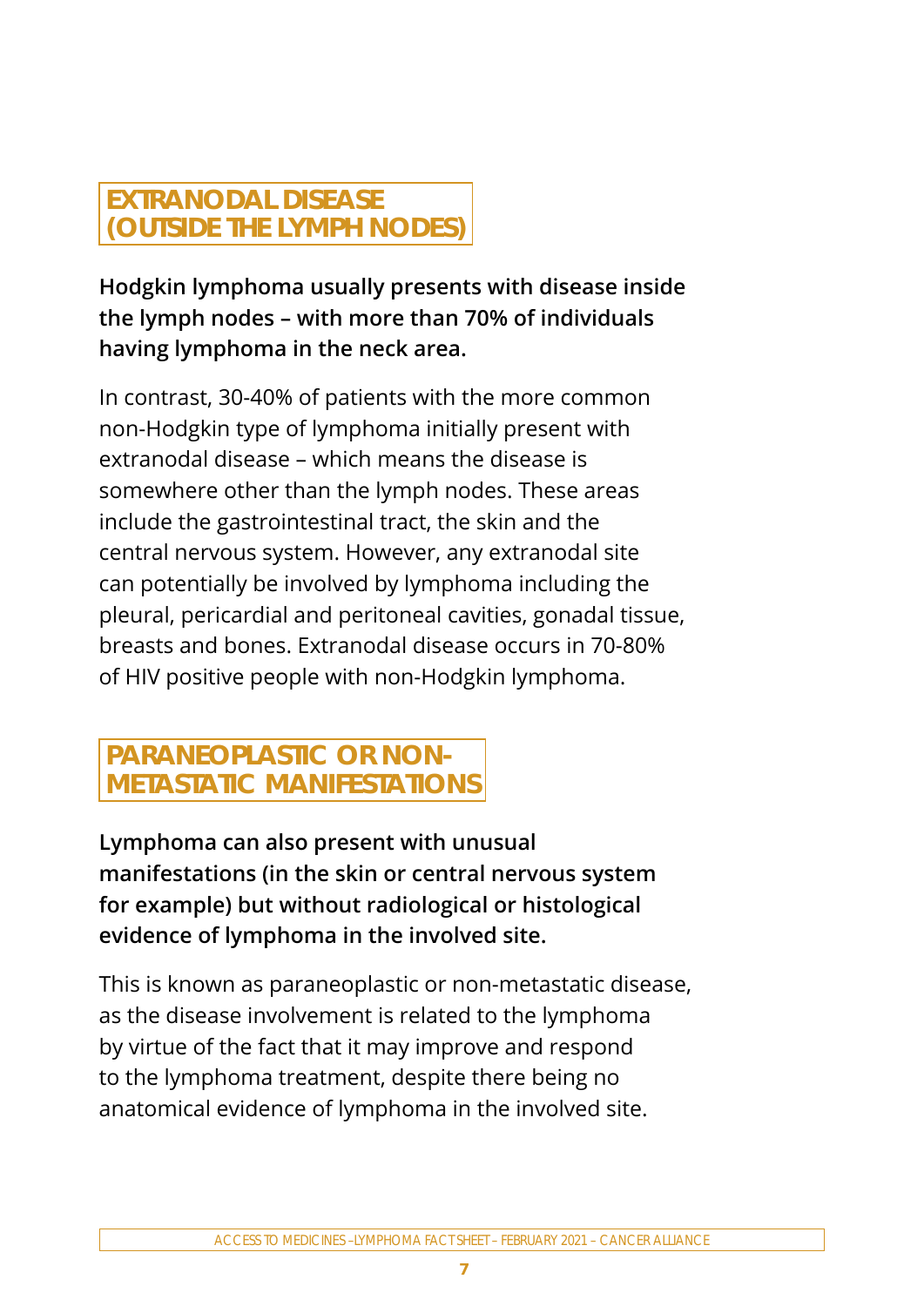## EXTRANODAL DISEASE (OUTSIDE THE LYMPH NODES)

**Hodgkin lymphoma usually presents with disease inside the lymph nodes – with more than 70% of individuals having lymphoma in the neck area.**

In contrast, 30-40% of patients with the more common non-Hodgkin type of lymphoma initially present with extranodal disease – which means the disease is somewhere other than the lymph nodes. These areas include the gastrointestinal tract, the skin and the central nervous system. However, any extranodal site can potentially be involved by lymphoma including the pleural, pericardial and peritoneal cavities, gonadal tissue, breasts and bones. Extranodal disease occurs in 70-80% of HIV positive people with non-Hodgkin lymphoma.

## PARANEOPLASTIC OR NON-METASTATIC MANIFESTATIONS

**Lymphoma can also present with unusual manifestations (in the skin or central nervous system for example) but without radiological or histological evidence of lymphoma in the involved site.**

This is known as paraneoplastic or non-metastatic disease, as the disease involvement is related to the lymphoma by virtue of the fact that it may improve and respond to the lymphoma treatment, despite there being no anatomical evidence of lymphoma in the involved site.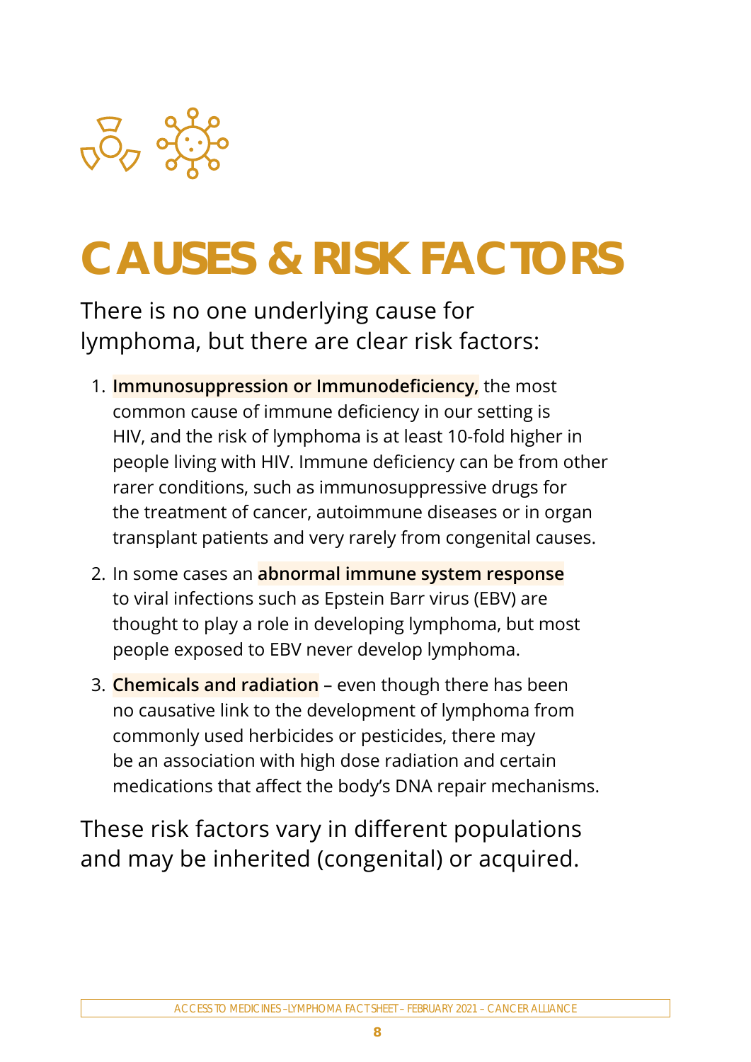# CAUSES & RISK FACTORS

There is no one underlying cause for lymphoma, but there are clear risk factors:

1. **Immunosuppression or Immunodeficiency,** the most common cause of immune deficiency in our setting is HIV, and the risk of lymphoma is at least 10-fold higher in people living with HIV. Immune deficiency can be from other rarer conditions, such as immunosuppressive drugs for the treatment of cancer, autoimmune diseases or in organ transplant patients and very rarely from congenital causes.
2. In some cases an **abnormal immune system response** to viral infections such as Epstein Barr virus (EBV) are thought to play a role in developing lymphoma, but most people exposed to EBV never develop lymphoma.
3. **Chemicals and radiation** – even though there has been no causative link to the development of lymphoma from commonly used herbicides or pesticides, there may be an association with high dose radiation and certain medications that affect the body's DNA repair mechanisms.

These risk factors vary in different populations and may be inherited (congenital) or acquired.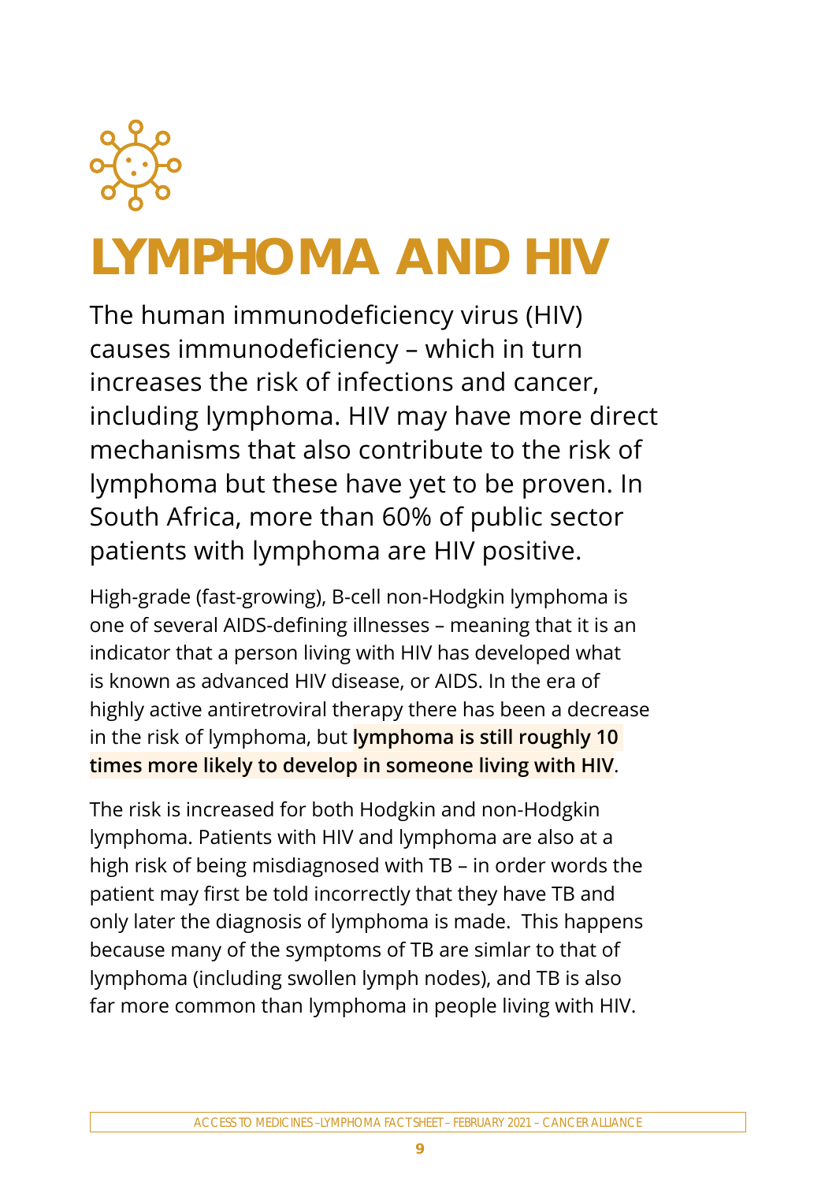# LYMPHOMA AND HIV

The human immunodeficiency virus (HIV) causes immunodeficiency – which in turn increases the risk of infections and cancer, including lymphoma. HIV may have more direct mechanisms that also contribute to the risk of lymphoma but these have yet to be proven. In South Africa, more than 60% of public sector patients with lymphoma are HIV positive.

High-grade (fast-growing), B-cell non-Hodgkin lymphoma is one of several AIDS-defining illnesses – meaning that it is an indicator that a person living with HIV has developed what is known as advanced HIV disease, or AIDS. In the era of highly active antiretroviral therapy there has been a decrease in the risk of lymphoma, but **lymphoma is still roughly 10 times more likely to develop in someone living with HIV**.

The risk is increased for both Hodgkin and non-Hodgkin lymphoma. Patients with HIV and lymphoma are also at a high risk of being misdiagnosed with TB – in order words the patient may first be told incorrectly that they have TB and only later the diagnosis of lymphoma is made. This happens because many of the symptoms of TB are simlar to that of lymphoma (including swollen lymph nodes), and TB is also far more common than lymphoma in people living with HIV.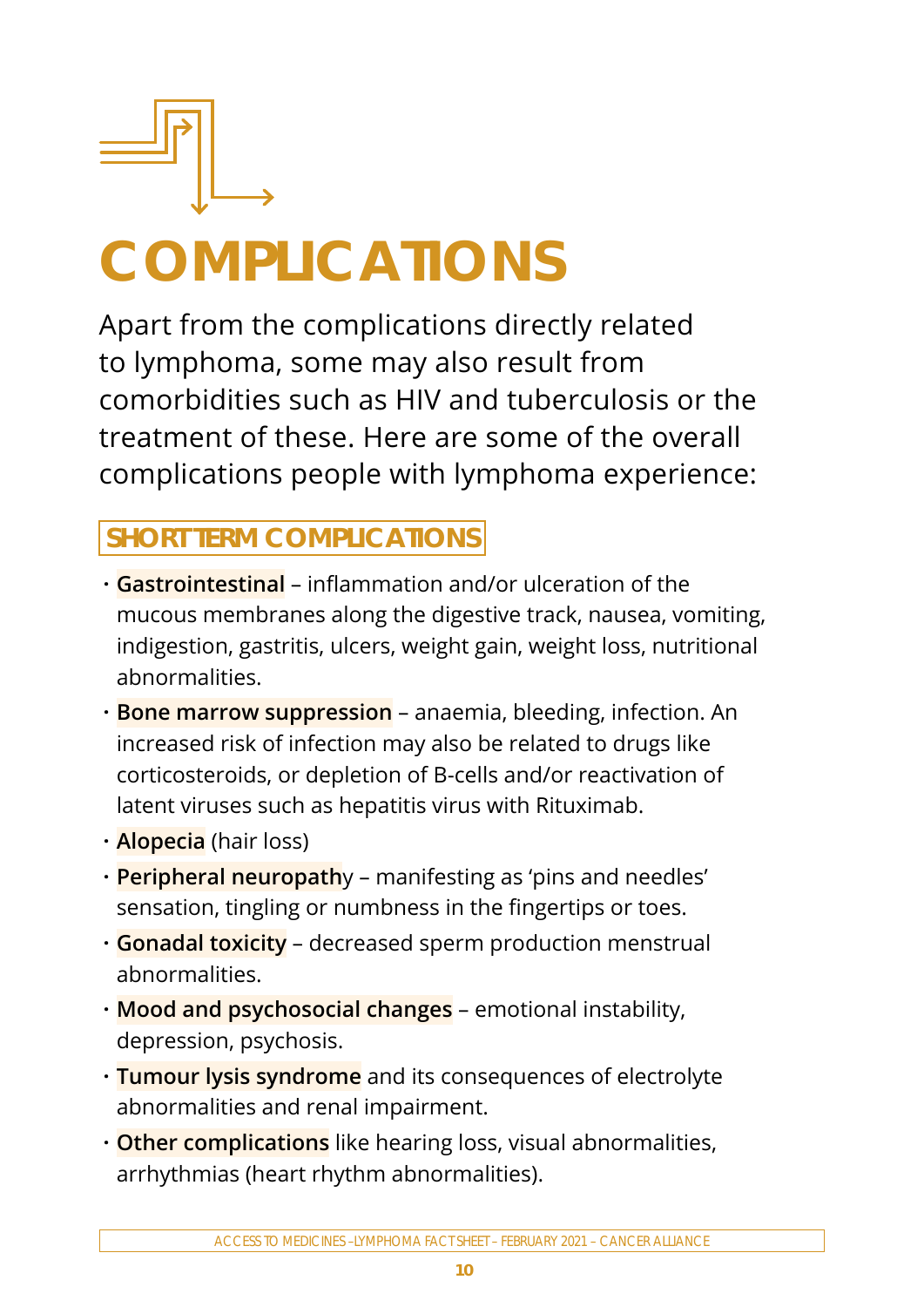# COMPLICATIONS

Apart from the complications directly related to lymphoma, some may also result from comorbidities such as HIV and tuberculosis or the treatment of these. Here are some of the overall complications people with lymphoma experience:

## SHORT TERM COMPLICATIONS

- **Gastrointestinal** – inflammation and/or ulceration of the mucous membranes along the digestive track, nausea, vomiting, indigestion, gastritis, ulcers, weight gain, weight loss, nutritional abnormalities.
- **Bone marrow suppression** – anaemia, bleeding, infection. An increased risk of infection may also be related to drugs like corticosteroids, or depletion of B-cells and/or reactivation of latent viruses such as hepatitis virus with Rituximab.
- **Alopecia** (hair loss)
- **Peripheral neuropath**y – manifesting as 'pins and needles' sensation, tingling or numbness in the fingertips or toes.
- **Gonadal toxicity** – decreased sperm production menstrual abnormalities.
- **Mood and psychosocial changes** – emotional instability, depression, psychosis.
- **Tumour lysis syndrome** and its consequences of electrolyte abnormalities and renal impairment.
- **Other complications** like hearing loss, visual abnormalities, arrhythmias (heart rhythm abnormalities).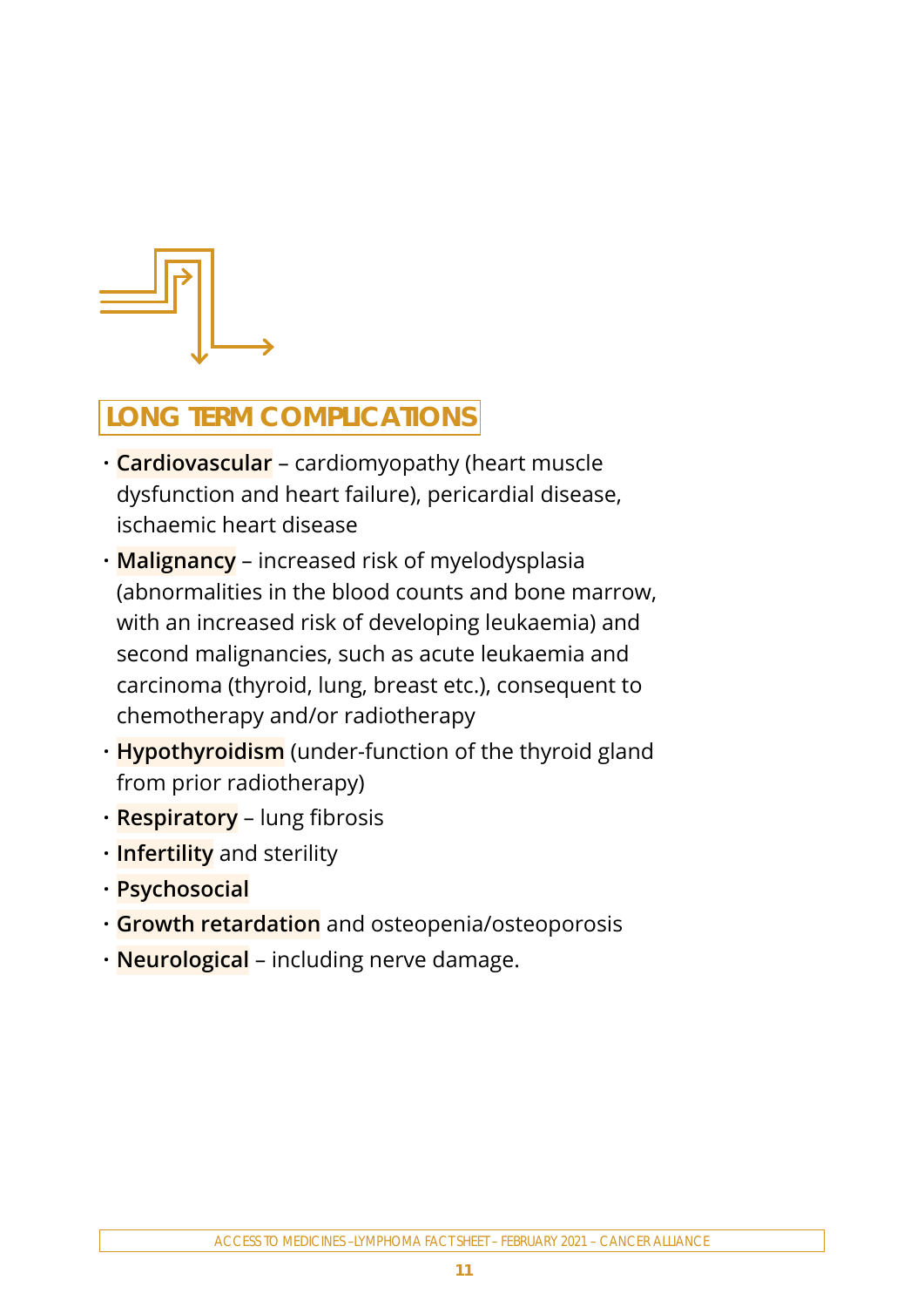## LONG TERM COMPLICATIONS

- **Cardiovascular** – cardiomyopathy (heart muscle dysfunction and heart failure), pericardial disease, ischaemic heart disease
- **Malignancy** – increased risk of myelodysplasia (abnormalities in the blood counts and bone marrow, with an increased risk of developing leukaemia) and second malignancies, such as acute leukaemia and carcinoma (thyroid, lung, breast etc.), consequent to chemotherapy and/or radiotherapy
- **Hypothyroidism** (under-function of the thyroid gland from prior radiotherapy)
- **Respiratory** – lung fibrosis
- **Infertility** and sterility
- **Psychosocial**
- **Growth retardation** and osteopenia/osteoporosis
- **Neurological** – including nerve damage.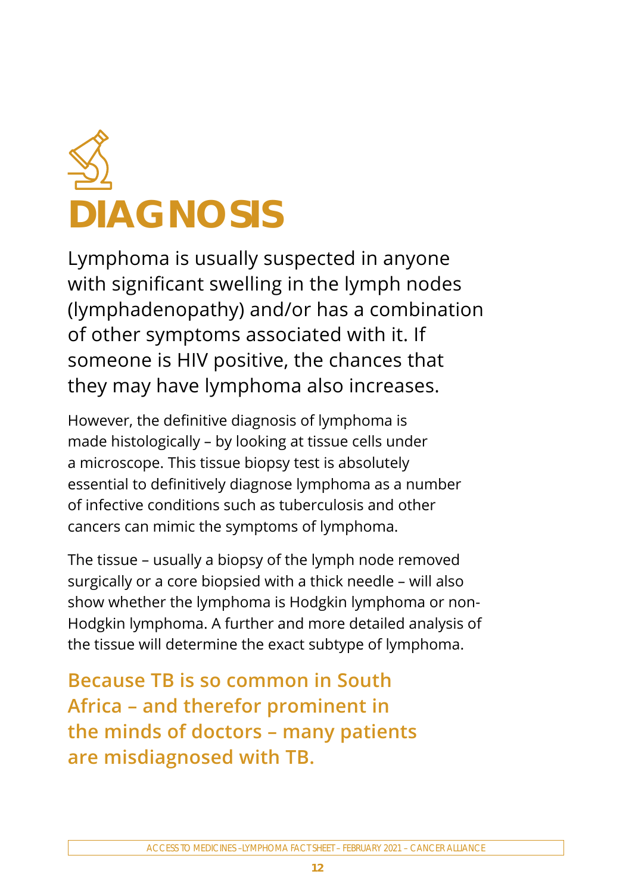# DIAGNOSIS

Lymphoma is usually suspected in anyone with significant swelling in the lymph nodes (lymphadenopathy) and/or has a combination of other symptoms associated with it. If someone is HIV positive, the chances that they may have lymphoma also increases.

However, the definitive diagnosis of lymphoma is made histologically – by looking at tissue cells under a microscope. This tissue biopsy test is absolutely essential to definitively diagnose lymphoma as a number of infective conditions such as tuberculosis and other cancers can mimic the symptoms of lymphoma.

The tissue – usually a biopsy of the lymph node removed surgically or a core biopsied with a thick needle – will also show whether the lymphoma is Hodgkin lymphoma or non-Hodgkin lymphoma. A further and more detailed analysis of the tissue will determine the exact subtype of lymphoma.

**Because TB is so common in South Africa – and therefor prominent in the minds of doctors – many patients are misdiagnosed with TB.**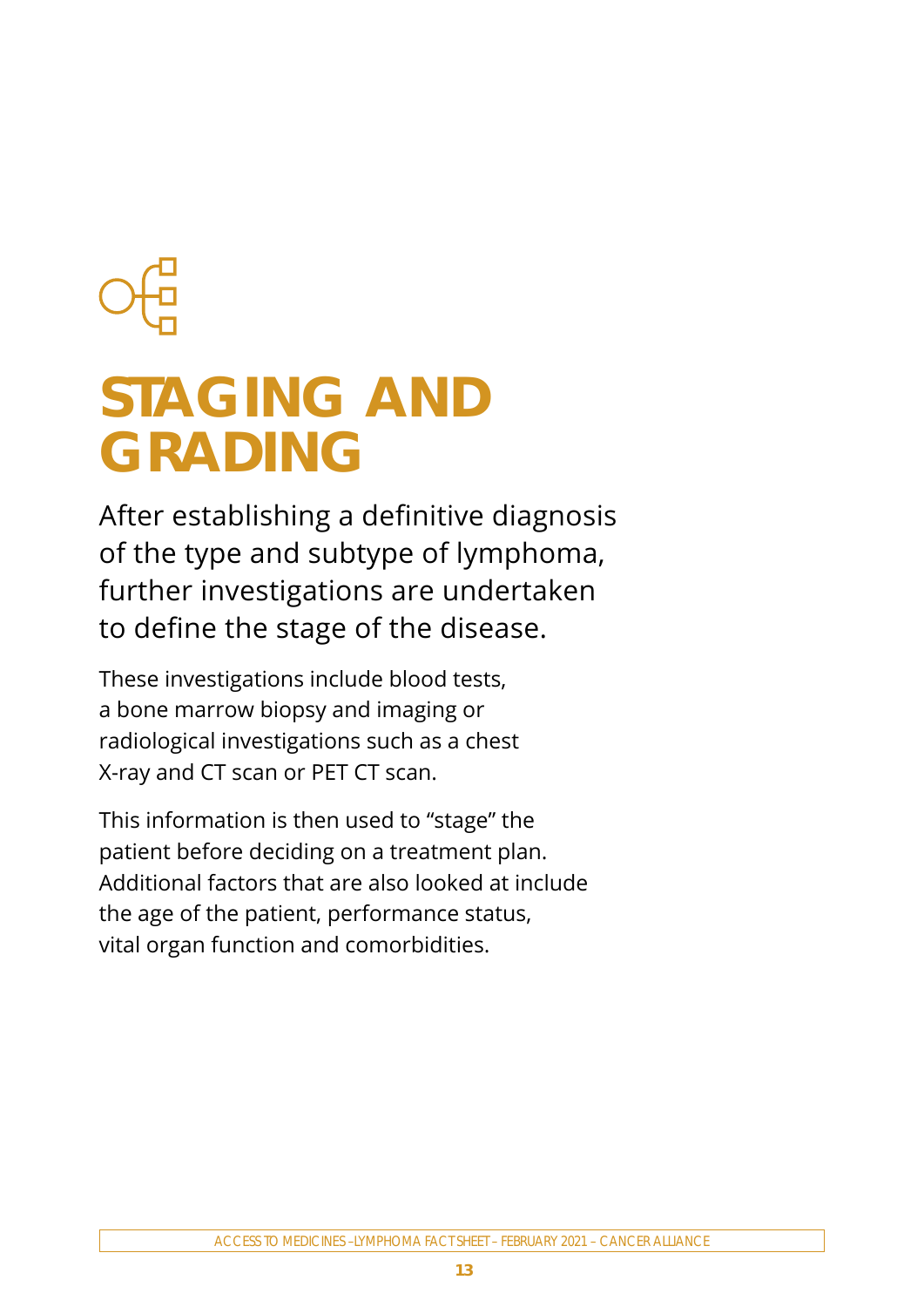# STAGING AND GRADING

After establishing a definitive diagnosis of the type and subtype of lymphoma, further investigations are undertaken to define the stage of the disease.

These investigations include blood tests, a bone marrow biopsy and imaging or radiological investigations such as a chest X-ray and CT scan or PET CT scan.

This information is then used to "stage" the patient before deciding on a treatment plan. Additional factors that are also looked at include the age of the patient, performance status, vital organ function and comorbidities.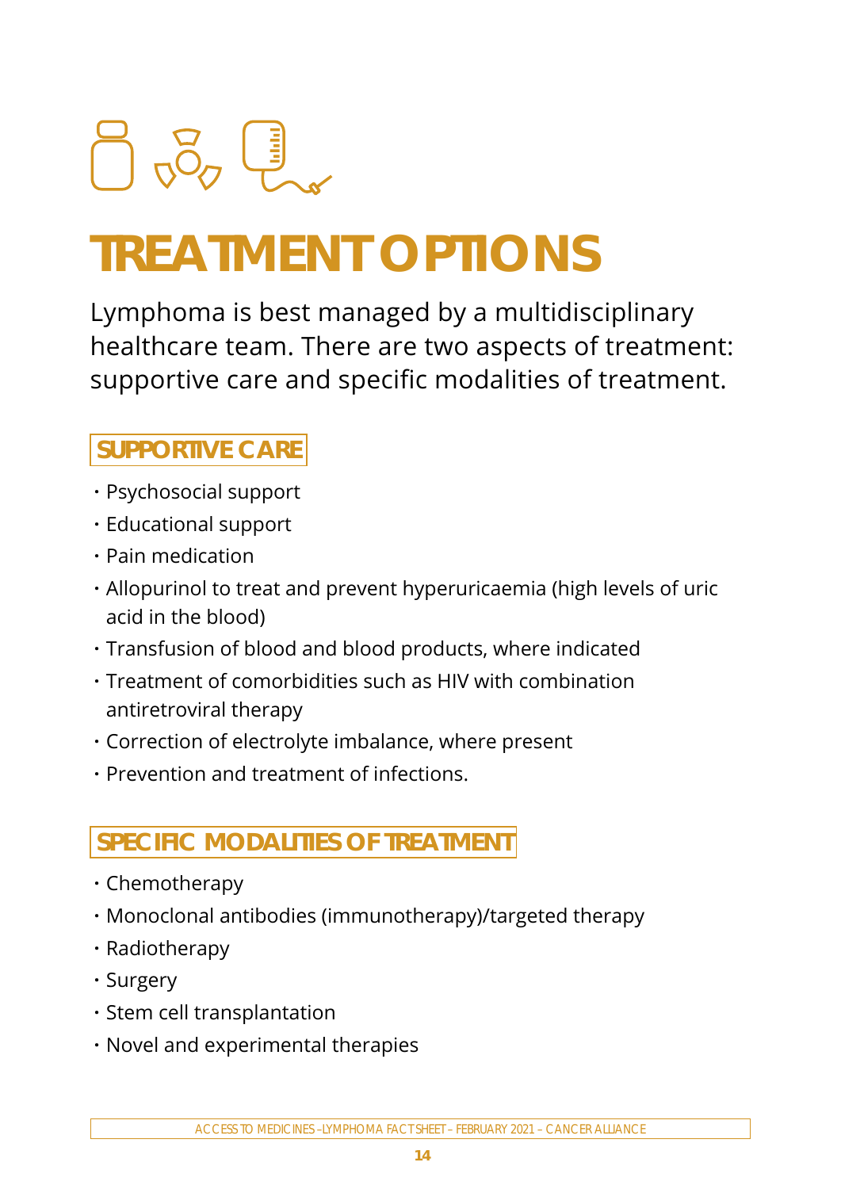# TREATMENT OPTIONS

Lymphoma is best managed by a multidisciplinary healthcare team. There are two aspects of treatment: supportive care and specific modalities of treatment.

## SUPPORTIVE CARE

- Psychosocial support
- Educational support
- Pain medication
- Allopurinol to treat and prevent hyperuricaemia (high levels of uric acid in the blood)
- Transfusion of blood and blood products, where indicated
- Treatment of comorbidities such as HIV with combination antiretroviral therapy
- Correction of electrolyte imbalance, where present
- Prevention and treatment of infections.

## SPECIFIC MODALITIES OF TREATMENT

- Chemotherapy
- Monoclonal antibodies (immunotherapy)/targeted therapy
- Radiotherapy
- Surgery
- Stem cell transplantation
- Novel and experimental therapies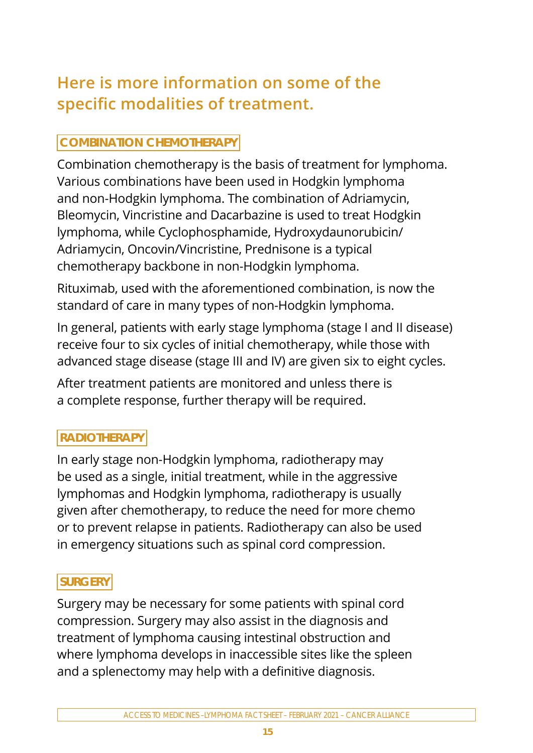## Here is more information on some of the specific modalities of treatment.

### COMBINATION CHEMOTHERAPY

Combination chemotherapy is the basis of treatment for lymphoma. Various combinations have been used in Hodgkin lymphoma and non-Hodgkin lymphoma. The combination of Adriamycin, Bleomycin, Vincristine and Dacarbazine is used to treat Hodgkin lymphoma, while Cyclophosphamide, Hydroxydaunorubicin/ Adriamycin, Oncovin/Vincristine, Prednisone is a typical chemotherapy backbone in non-Hodgkin lymphoma.

Rituximab, used with the aforementioned combination, is now the standard of care in many types of non-Hodgkin lymphoma.

In general, patients with early stage lymphoma (stage I and II disease) receive four to six cycles of initial chemotherapy, while those with advanced stage disease (stage III and IV) are given six to eight cycles.

After treatment patients are monitored and unless there is a complete response, further therapy will be required.

### RADIOTHERAPY

In early stage non-Hodgkin lymphoma, radiotherapy may be used as a single, initial treatment, while in the aggressive lymphomas and Hodgkin lymphoma, radiotherapy is usually given after chemotherapy, to reduce the need for more chemo or to prevent relapse in patients. Radiotherapy can also be used in emergency situations such as spinal cord compression.

### SURGERY

Surgery may be necessary for some patients with spinal cord compression. Surgery may also assist in the diagnosis and treatment of lymphoma causing intestinal obstruction and where lymphoma develops in inaccessible sites like the spleen and a splenectomy may help with a definitive diagnosis.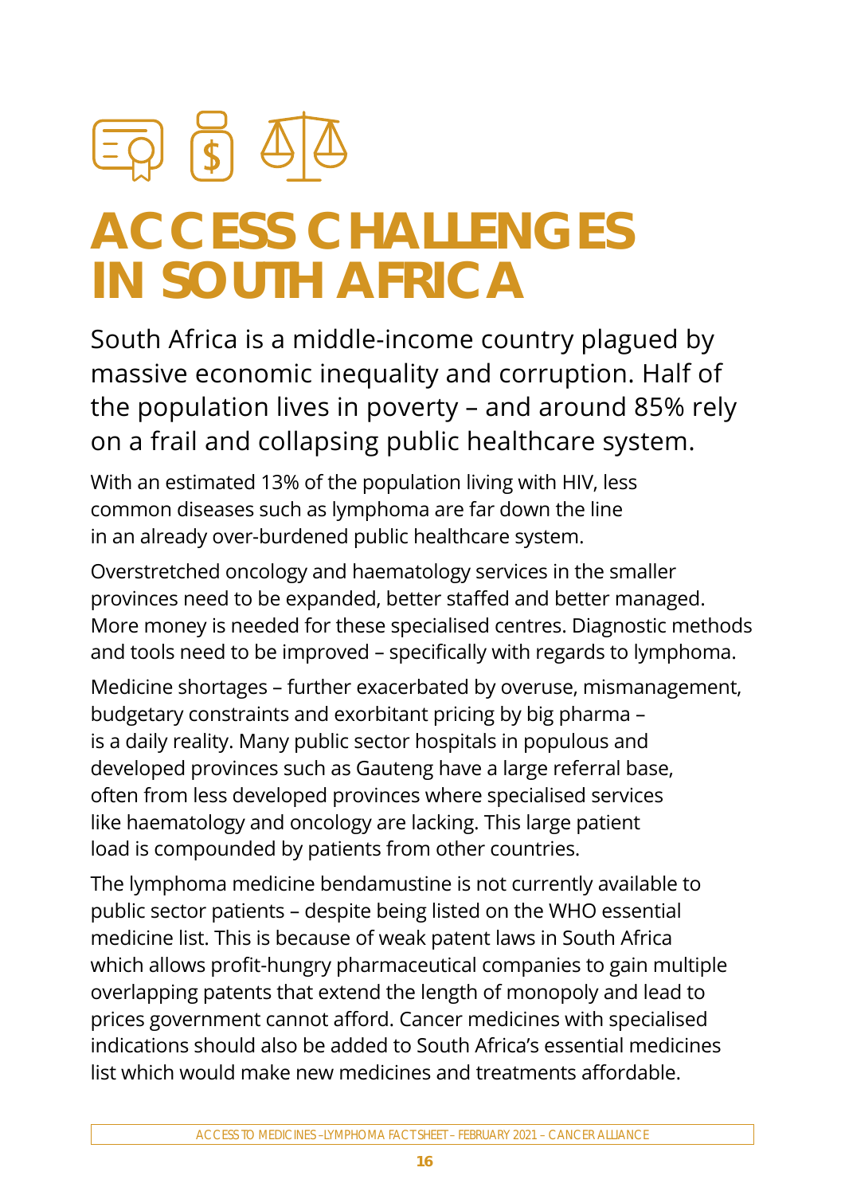# ACCESS CHALLENGES IN SOUTH AFRICA

South Africa is a middle-income country plagued by massive economic inequality and corruption. Half of the population lives in poverty – and around 85% rely on a frail and collapsing public healthcare system.

With an estimated 13% of the population living with HIV, less common diseases such as lymphoma are far down the line in an already over-burdened public healthcare system.

Overstretched oncology and haematology services in the smaller provinces need to be expanded, better staffed and better managed. More money is needed for these specialised centres. Diagnostic methods and tools need to be improved – specifically with regards to lymphoma.

Medicine shortages – further exacerbated by overuse, mismanagement, budgetary constraints and exorbitant pricing by big pharma – is a daily reality. Many public sector hospitals in populous and developed provinces such as Gauteng have a large referral base, often from less developed provinces where specialised services like haematology and oncology are lacking. This large patient load is compounded by patients from other countries.

The lymphoma medicine bendamustine is not currently available to public sector patients – despite being listed on the WHO essential medicine list. This is because of weak patent laws in South Africa which allows profit-hungry pharmaceutical companies to gain multiple overlapping patents that extend the length of monopoly and lead to prices government cannot afford. Cancer medicines with specialised indications should also be added to South Africa's essential medicines list which would make new medicines and treatments affordable.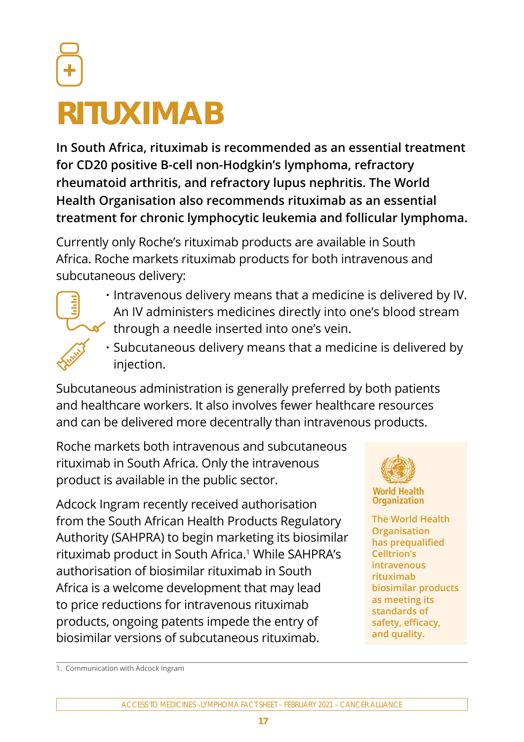# RITUXIMAB

**In South Africa, rituximab is recommended as an essential treatment for CD20 positive B-cell non-Hodgkin's lymphoma, refractory rheumatoid arthritis, and refractory lupus nephritis. The World Health Organisation also recommends rituximab as an essential treatment for chronic lymphocytic leukemia and follicular lymphoma.**

Currently only Roche's rituximab products are available in South Africa. Roche markets rituximab products for both intravenous and subcutaneous delivery:

- Intravenous delivery means that a medicine is delivered by IV. An IV administers medicines directly into one's blood stream through a needle inserted into one's vein.
- Subcutaneous delivery means that a medicine is delivered by injection.

Subcutaneous administration is generally preferred by both patients and healthcare workers. It also involves fewer healthcare resources and can be delivered more decentrally than intravenous products.

Roche markets both intravenous and subcutaneous rituximab in South Africa. Only the intravenous product is available in the public sector.

Adcock Ingram recently received authorisation from the South African Health Products Regulatory Authority (SAHPRA) to begin marketing its biosimilar rituximab product in South Africa.[1] While SAHPRA's authorisation of biosimilar rituximab in South Africa is a welcome development that may lead to price reductions for intravenous rituximab products, ongoing patents impede the entry of biosimilar versions of subcutaneous rituximab.

World Health Organization

**The World Health Organisation has prequalified Celltrion's intravenous rituximab biosimilar products as meeting its standards of safety, efficacy, and quality.**

1. Communication with Adcock Ingram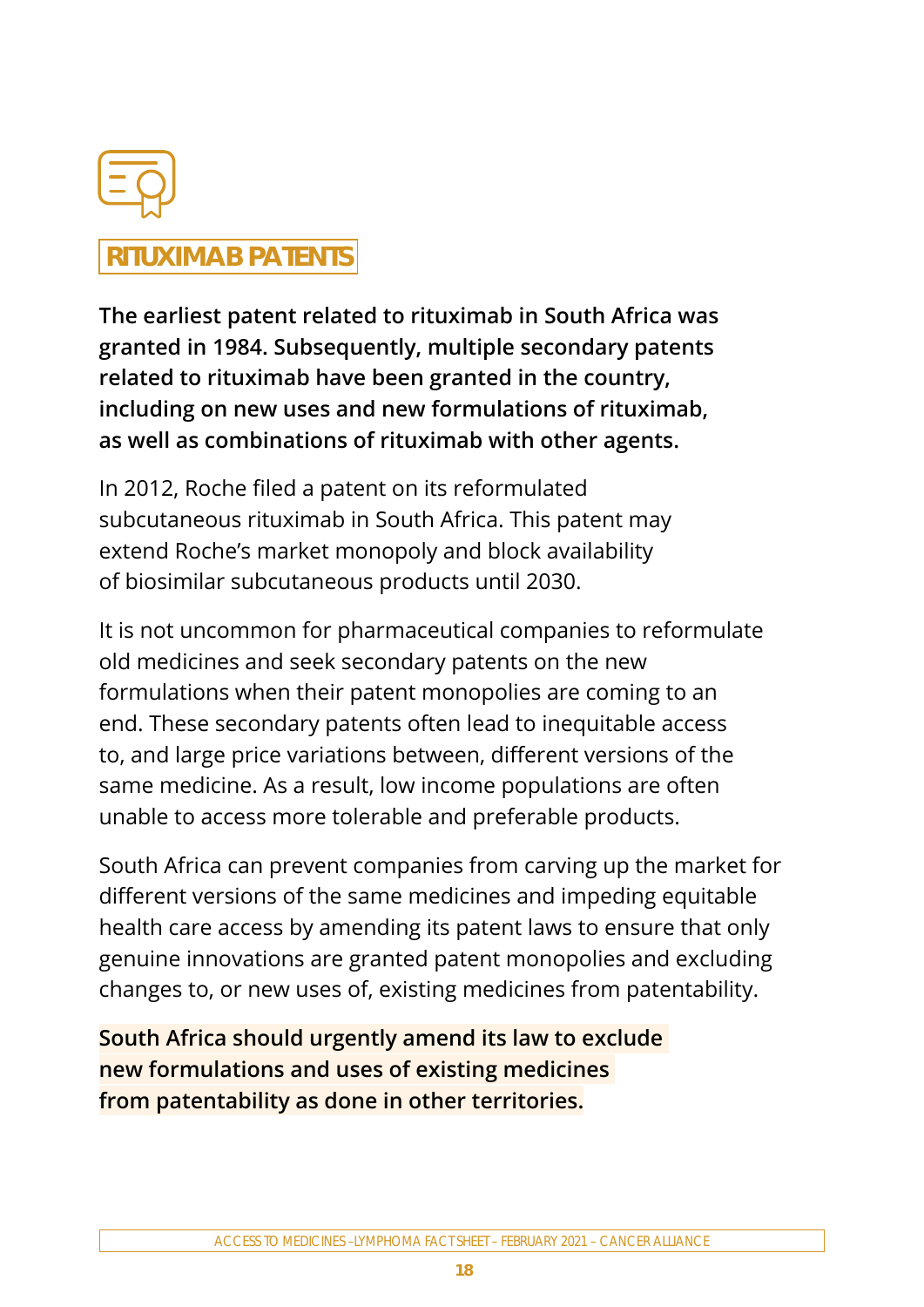## RITUXIMAB PATENTS

**The earliest patent related to rituximab in South Africa was granted in 1984. Subsequently, multiple secondary patents related to rituximab have been granted in the country, including on new uses and new formulations of rituximab, as well as combinations of rituximab with other agents.**

In 2012, Roche filed a patent on its reformulated subcutaneous rituximab in South Africa. This patent may extend Roche's market monopoly and block availability of biosimilar subcutaneous products until 2030.

It is not uncommon for pharmaceutical companies to reformulate old medicines and seek secondary patents on the new formulations when their patent monopolies are coming to an end. These secondary patents often lead to inequitable access to, and large price variations between, different versions of the same medicine. As a result, low income populations are often unable to access more tolerable and preferable products.

South Africa can prevent companies from carving up the market for different versions of the same medicines and impeding equitable health care access by amending its patent laws to ensure that only genuine innovations are granted patent monopolies and excluding changes to, or new uses of, existing medicines from patentability.

**South Africa should urgently amend its law to exclude new formulations and uses of existing medicines from patentability as done in other territories.**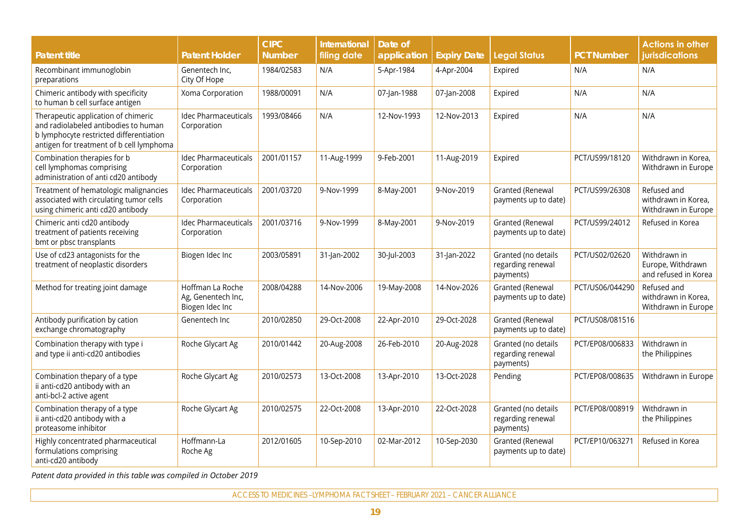| Patent title | Patent Holder | CIPC Number | International filing date | Date of application | Expiry Date | Legal Status | PCT Number | Actions in other jurisdications |
|---|---|---|---|---|---|---|---|---|
| Recombinant immunoglobin preparations | Genentech Inc, City Of Hope | 1984/02583 | N/A | 5-Apr-1984 | 4-Apr-2004 | Expired | N/A | N/A |
| Chimeric antibody with specificity to human b cell surface antigen | Xoma Corporation | 1988/00091 | N/A | 07-Jan-1988 | 07-Jan-2008 | Expired | N/A | N/A |
| Therapeutic application of chimeric and radiolabeled antibodies to human b lymphocyte restricted differentiation antigen for treatment of b cell lymphoma | Idec Pharmaceuticals Corporation | 1993/08466 | N/A | 12-Nov-1993 | 12-Nov-2013 | Expired | N/A | N/A |
| Combination therapies for b cell lymphomas comprising administration of anti cd20 antibody | Idec Pharmaceuticals Corporation | 2001/01157 | 11-Aug-1999 | 9-Feb-2001 | 11-Aug-2019 | Expired | PCT/US99/18120 | Withdrawn in Korea, Withdrawn in Europe |
| Treatment of hematologic malignancies associated with circulating tumor cells using chimeric anti cd20 antibody | Idec Pharmaceuticals Corporation | 2001/03720 | 9-Nov-1999 | 8-May-2001 | 9-Nov-2019 | Granted (Renewal payments up to date) | PCT/US99/26308 | Refused and withdrawn in Korea, Withdrawn in Europe |
| Chimeric anti cd20 antibody treatment of patients receiving bmt or pbsc transplants | Idec Pharmaceuticals Corporation | 2001/03716 | 9-Nov-1999 | 8-May-2001 | 9-Nov-2019 | Granted (Renewal payments up to date) | PCT/US99/24012 | Refused in Korea |
| Use of cd23 antagonists for the treatment of neoplastic disorders | Biogen Idec Inc | 2003/05891 | 31-Jan-2002 | 30-Jul-2003 | 31-Jan-2022 | Granted (no details regarding renewal payments) | PCT/US02/02620 | Withdrawn in Europe, Withdrawn and refused in Korea |
| Method for treating joint damage | Hoffman La Roche Ag, Genentech Inc, Biogen Idec Inc | 2008/04288 | 14-Nov-2006 | 19-May-2008 | 14-Nov-2026 | Granted (Renewal payments up to date) | PCT/US06/044290 | Refused and withdrawn in Korea, Withdrawn in Europe |
| Antibody purification by cation exchange chromatography | Genentech Inc | 2010/02850 | 29-Oct-2008 | 22-Apr-2010 | 29-Oct-2028 | Granted (Renewal payments up to date) | PCT/US08/081516 | |
| Combination therapy with type i and type ii anti-cd20 antibodies | Roche Glycart Ag | 2010/01442 | 20-Aug-2008 | 26-Feb-2010 | 20-Aug-2028 | Granted (no details regarding renewal payments) | PCT/EP08/006833 | Withdrawn in the Philippines |
| Combination thepary of a type ii anti-cd20 antibody with an anti-bcl-2 active agent | Roche Glycart Ag | 2010/02573 | 13-Oct-2008 | 13-Apr-2010 | 13-Oct-2028 | Pending | PCT/EP08/008635 | Withdrawn in Europe |
| Combination therapy of a type ii anti-cd20 antibody with a proteasome inhibitor | Roche Glycart Ag | 2010/02575 | 22-Oct-2008 | 13-Apr-2010 | 22-Oct-2028 | Granted (no details regarding renewal payments) | PCT/EP08/008919 | Withdrawn in the Philippines |
| Highly concentrated pharmaceutical formulations comprising anti-cd20 antibody | Hoffmann-La Roche Ag | 2012/01605 | 10-Sep-2010 | 02-Mar-2012 | 10-Sep-2030 | Granted (Renewal payments up to date) | PCT/EP10/063271 | Refused in Korea |

*Patent data provided in this table was compiled in October 2019*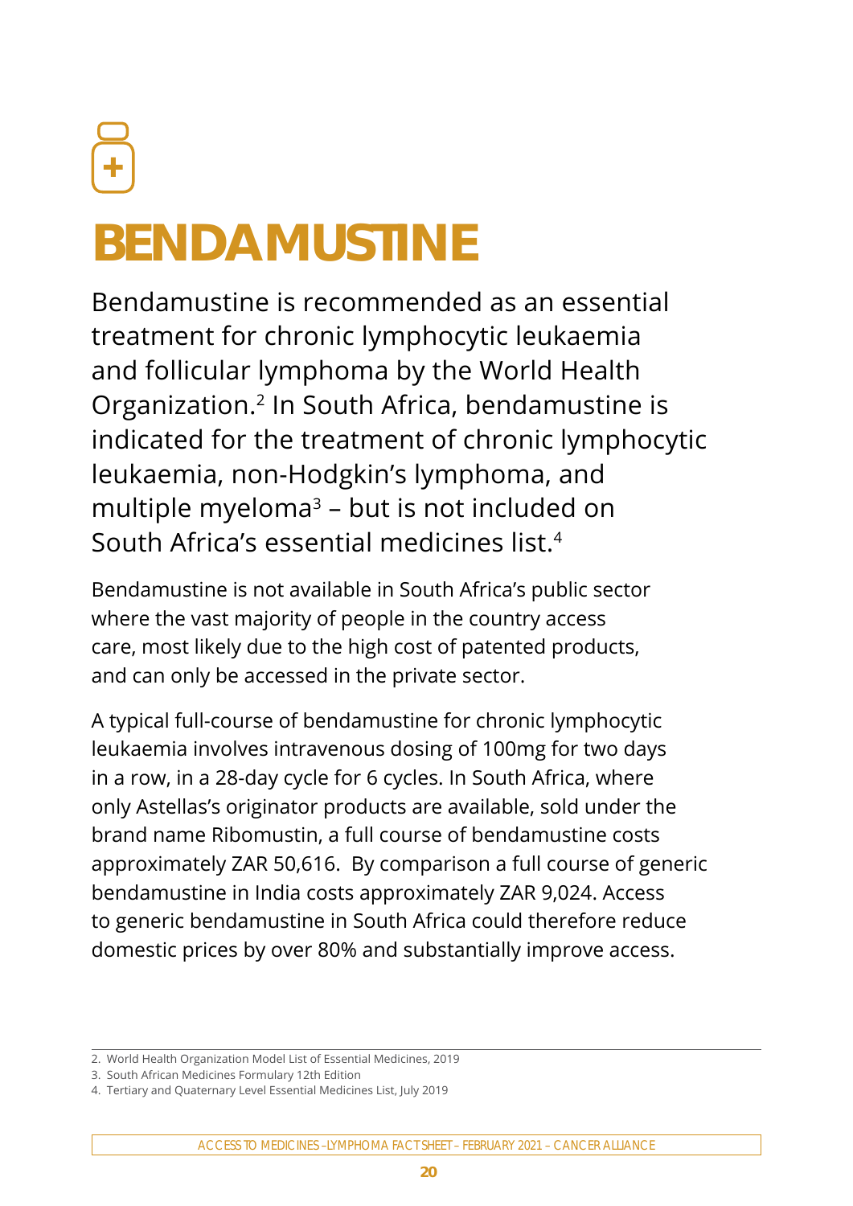# BENDAMUSTINE

Bendamustine is recommended as an essential treatment for chronic lymphocytic leukaemia and follicular lymphoma by the World Health Organization.[2] In South Africa, bendamustine is indicated for the treatment of chronic lymphocytic leukaemia, non-Hodgkin's lymphoma, and multiple myeloma[3] – but is not included on South Africa's essential medicines list.[4]

Bendamustine is not available in South Africa's public sector where the vast majority of people in the country access care, most likely due to the high cost of patented products, and can only be accessed in the private sector.

A typical full-course of bendamustine for chronic lymphocytic leukaemia involves intravenous dosing of 100mg for two days in a row, in a 28-day cycle for 6 cycles. In South Africa, where only Astellas's originator products are available, sold under the brand name Ribomustin, a full course of bendamustine costs approximately ZAR 50,616. By comparison a full course of generic bendamustine in India costs approximately ZAR 9,024. Access to generic bendamustine in South Africa could therefore reduce domestic prices by over 80% and substantially improve access.

---

2. World Health Organization Model List of Essential Medicines, 2019
3. South African Medicines Formulary 12th Edition
4. Tertiary and Quaternary Level Essential Medicines List, July 2019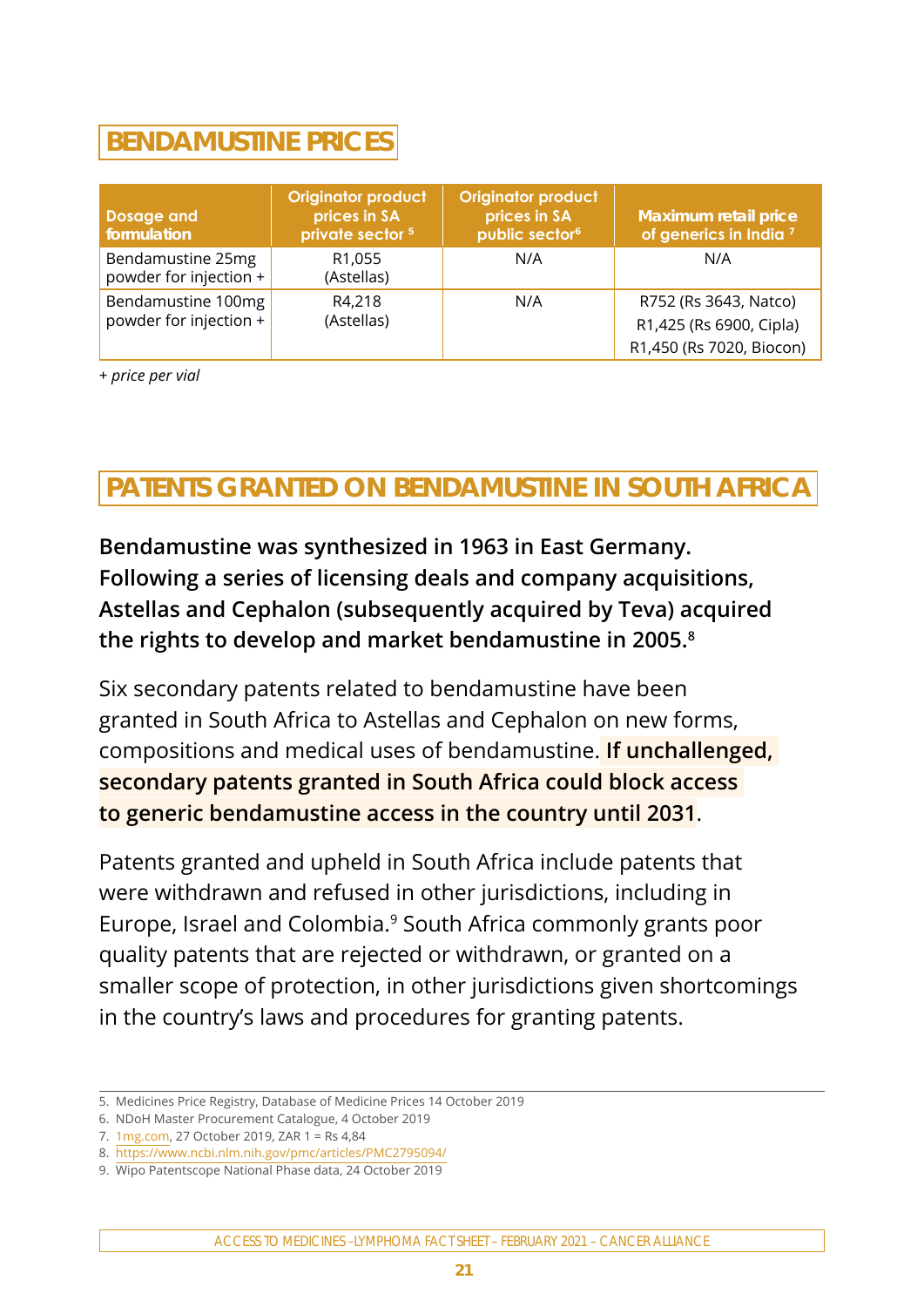## BENDAMUSTINE PRICES

| Dosage and formulation | Originator product prices in SA private sector [5] | Originator product prices in SA public sector[6] | Maximum retail price of generics in India [7] |
|---|---|---|---|
| Bendamustine 25mg powder for injection + | R1,055 (Astellas) | N/A | N/A |
| Bendamustine 100mg powder for injection + | R4,218 (Astellas) | N/A | R752 (Rs 3643, Natco)<br>R1,425 (Rs 6900, Cipla)<br>R1,450 (Rs 7020, Biocon) |

*+ price per vial*

## PATENTS GRANTED ON BENDAMUSTINE IN SOUTH AFRICA

**Bendamustine was synthesized in 1963 in East Germany. Following a series of licensing deals and company acquisitions, Astellas and Cephalon (subsequently acquired by Teva) acquired the rights to develop and market bendamustine in 2005.[8]**

Six secondary patents related to bendamustine have been granted in South Africa to Astellas and Cephalon on new forms, compositions and medical uses of bendamustine. **If unchallenged, secondary patents granted in South Africa could block access to generic bendamustine access in the country until 2031**.

Patents granted and upheld in South Africa include patents that were withdrawn and refused in other jurisdictions, including in Europe, Israel and Colombia.[9] South Africa commonly grants poor quality patents that are rejected or withdrawn, or granted on a smaller scope of protection, in other jurisdictions given shortcomings in the country's laws and procedures for granting patents.

5. Medicines Price Registry, Database of Medicine Prices 14 October 2019
6. NDoH Master Procurement Catalogue, 4 October 2019
7. 1mg.com, 27 October 2019, ZAR 1 = Rs 4,84
8. https://www.ncbi.nlm.nih.gov/pmc/articles/PMC2795094/
9. Wipo Patentscope National Phase data, 24 October 2019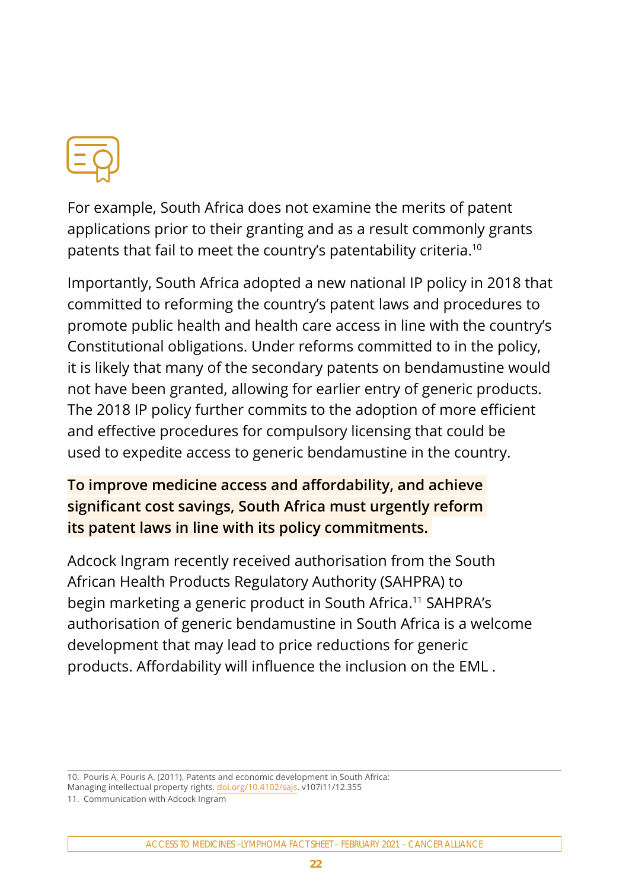For example, South Africa does not examine the merits of patent applications prior to their granting and as a result commonly grants patents that fail to meet the country's patentability criteria.[10]

Importantly, South Africa adopted a new national IP policy in 2018 that committed to reforming the country's patent laws and procedures to promote public health and health care access in line with the country's Constitutional obligations. Under reforms committed to in the policy, it is likely that many of the secondary patents on bendamustine would not have been granted, allowing for earlier entry of generic products. The 2018 IP policy further commits to the adoption of more efficient and effective procedures for compulsory licensing that could be used to expedite access to generic bendamustine in the country.

**To improve medicine access and affordability, and achieve significant cost savings, South Africa must urgently reform its patent laws in line with its policy commitments.**

Adcock Ingram recently received authorisation from the South African Health Products Regulatory Authority (SAHPRA) to begin marketing a generic product in South Africa.[11] SAHPRA's authorisation of generic bendamustine in South Africa is a welcome development that may lead to price reductions for generic products. Affordability will influence the inclusion on the EML .

---

10. Pouris A, Pouris A. (2011). Patents and economic development in South Africa: Managing intellectual property rights. doi.org/10.4102/sajs. v107i11/12.355

11. Communication with Adcock Ingram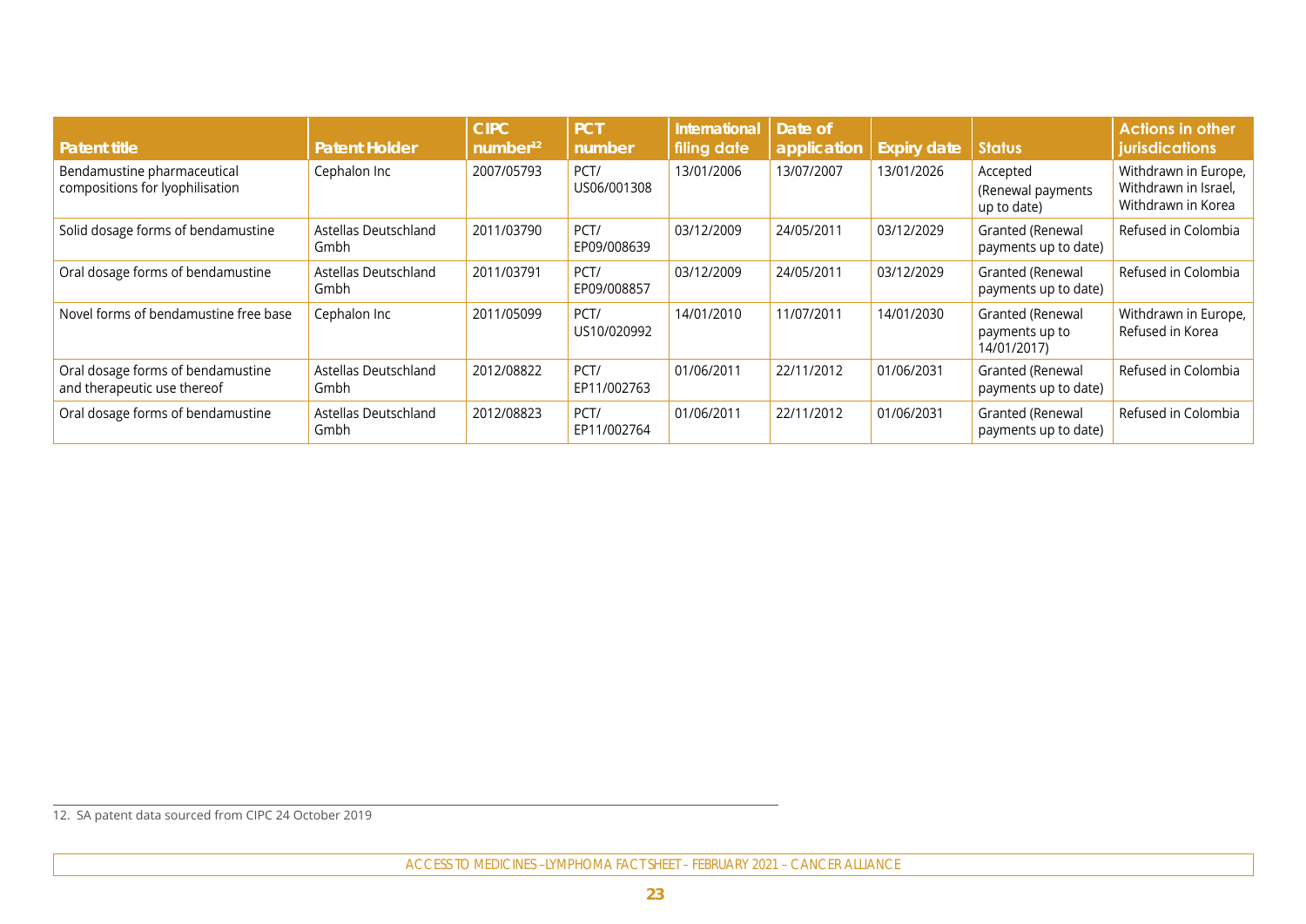| Patent title | Patent Holder | CIPC number[12] | PCT number | International filing date | Date of application | Expiry date | Status | Actions in other jurisdictions |
|---|---|---|---|---|---|---|---|---|
| Bendamustine pharmaceutical compositions for lyophilisation | Cephalon Inc | 2007/05793 | PCT/ US06/001308 | 13/01/2006 | 13/07/2007 | 13/01/2026 | Accepted (Renewal payments up to date) | Withdrawn in Europe, Withdrawn in Israel, Withdrawn in Korea |
| Solid dosage forms of bendamustine | Astellas Deutschland Gmbh | 2011/03790 | PCT/ EP09/008639 | 03/12/2009 | 24/05/2011 | 03/12/2029 | Granted (Renewal payments up to date) | Refused in Colombia |
| Oral dosage forms of bendamustine | Astellas Deutschland Gmbh | 2011/03791 | PCT/ EP09/008857 | 03/12/2009 | 24/05/2011 | 03/12/2029 | Granted (Renewal payments up to date) | Refused in Colombia |
| Novel forms of bendamustine free base | Cephalon Inc | 2011/05099 | PCT/ US10/020992 | 14/01/2010 | 11/07/2011 | 14/01/2030 | Granted (Renewal payments up to 14/01/2017) | Withdrawn in Europe, Refused in Korea |
| Oral dosage forms of bendamustine and therapeutic use thereof | Astellas Deutschland Gmbh | 2012/08822 | PCT/ EP11/002763 | 01/06/2011 | 22/11/2012 | 01/06/2031 | Granted (Renewal payments up to date) | Refused in Colombia |
| Oral dosage forms of bendamustine | Astellas Deutschland Gmbh | 2012/08823 | PCT/ EP11/002764 | 01/06/2011 | 22/11/2012 | 01/06/2031 | Granted (Renewal payments up to date) | Refused in Colombia |

12. SA patent data sourced from CIPC 24 October 2019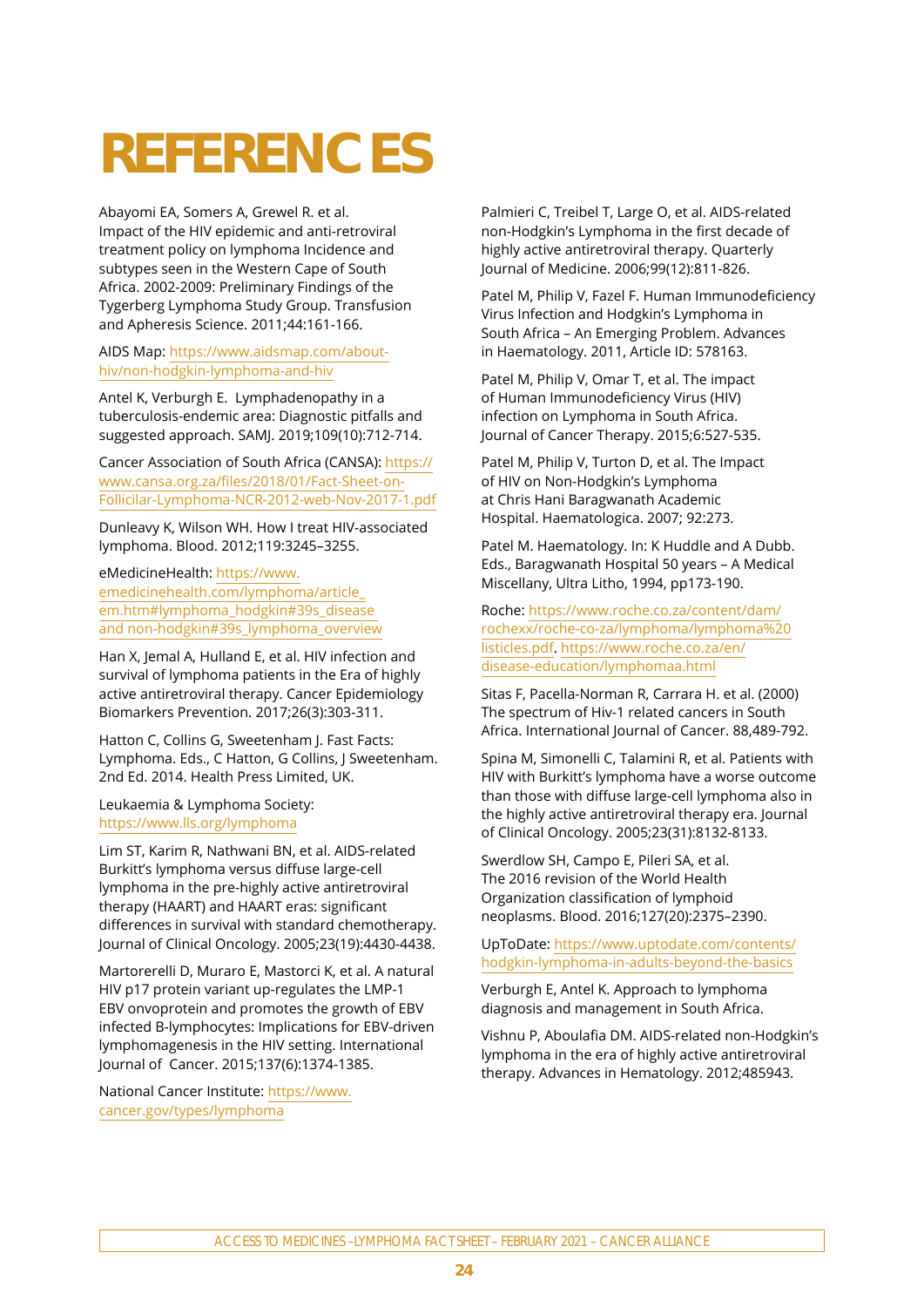# REFERENCES

Abayomi EA, Somers A, Grewel R. et al. Impact of the HIV epidemic and anti-retroviral treatment policy on lymphoma Incidence and subtypes seen in the Western Cape of South Africa. 2002-2009: Preliminary Findings of the Tygerberg Lymphoma Study Group. Transfusion and Apheresis Science. 2011;44:161-166.

AIDS Map: https://www.aidsmap.com/about-hiv/non-hodgkin-lymphoma-and-hiv

Antel K, Verburgh E. Lymphadenopathy in a tuberculosis-endemic area: Diagnostic pitfalls and suggested approach. SAMJ. 2019;109(10):712-714.

Cancer Association of South Africa (CANSA): https://www.cansa.org.za/files/2018/01/Fact-Sheet-on-Follicilar-Lymphoma-NCR-2012-web-Nov-2017-1.pdf

Dunleavy K, Wilson WH. How I treat HIV-associated lymphoma. Blood. 2012;119:3245–3255.

eMedicineHealth: https://www.emedicinehealth.com/lymphoma/article_em.htm#lymphoma_hodgkin#39s_disease and non-hodgkin#39s_lymphoma_overview

Han X, Jemal A, Hulland E, et al. HIV infection and survival of lymphoma patients in the Era of highly active antiretroviral therapy. Cancer Epidemiology Biomarkers Prevention. 2017;26(3):303-311.

Hatton C, Collins G, Sweetenham J. Fast Facts: Lymphoma. Eds., C Hatton, G Collins, J Sweetenham. 2nd Ed. 2014. Health Press Limited, UK.

Leukaemia & Lymphoma Society: https://www.lls.org/lymphoma

Lim ST, Karim R, Nathwani BN, et al. AIDS-related Burkitt's lymphoma versus diffuse large-cell lymphoma in the pre-highly active antiretroviral therapy (HAART) and HAART eras: significant differences in survival with standard chemotherapy. Journal of Clinical Oncology. 2005;23(19):4430-4438.

Martorerelli D, Muraro E, Mastorci K, et al. A natural HIV p17 protein variant up-regulates the LMP-1 EBV onvoprotein and promotes the growth of EBV infected B-lymphocytes: Implications for EBV-driven lymphomagenesis in the HIV setting. International Journal of Cancer. 2015;137(6):1374-1385.

National Cancer Institute: https://www.cancer.gov/types/lymphoma

Palmieri C, Treibel T, Large O, et al. AIDS-related non-Hodgkin's Lymphoma in the first decade of highly active antiretroviral therapy. Quarterly Journal of Medicine. 2006;99(12):811-826.

Patel M, Philip V, Fazel F. Human Immunodeficiency Virus Infection and Hodgkin's Lymphoma in South Africa – An Emerging Problem. Advances in Haematology. 2011, Article ID: 578163.

Patel M, Philip V, Omar T, et al. The impact of Human Immunodeficiency Virus (HIV) infection on Lymphoma in South Africa. Journal of Cancer Therapy. 2015;6:527-535.

Patel M, Philip V, Turton D, et al. The Impact of HIV on Non-Hodgkin's Lymphoma at Chris Hani Baragwanath Academic Hospital. Haematologica. 2007; 92:273.

Patel M. Haematology. In: K Huddle and A Dubb. Eds., Baragwanath Hospital 50 years – A Medical Miscellany, Ultra Litho, 1994, pp173-190.

Roche: https://www.roche.co.za/content/dam/rochexx/roche-co-za/lymphoma/lymphoma%20listicles.pdf. https://www.roche.co.za/en/disease-education/lymphomaa.html

Sitas F, Pacella-Norman R, Carrara H. et al. (2000) The spectrum of Hiv-1 related cancers in South Africa. International Journal of Cancer. 88,489-792.

Spina M, Simonelli C, Talamini R, et al. Patients with HIV with Burkitt's lymphoma have a worse outcome than those with diffuse large-cell lymphoma also in the highly active antiretroviral therapy era. Journal of Clinical Oncology. 2005;23(31):8132-8133.

Swerdlow SH, Campo E, Pileri SA, et al. The 2016 revision of the World Health Organization classification of lymphoid neoplasms. Blood. 2016;127(20):2375–2390.

UpToDate: https://www.uptodate.com/contents/hodgkin-lymphoma-in-adults-beyond-the-basics

Verburgh E, Antel K. Approach to lymphoma diagnosis and management in South Africa.

Vishnu P, Aboulafia DM. AIDS-related non-Hodgkin's lymphoma in the era of highly active antiretroviral therapy. Advances in Hematology. 2012;485943.